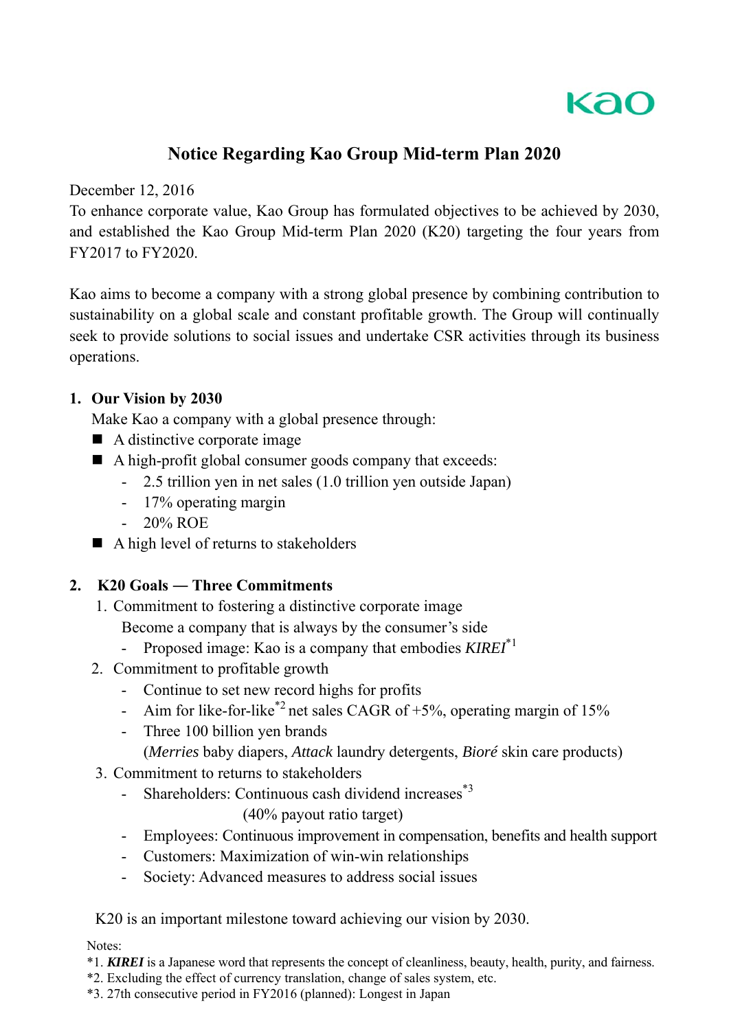# Notice Regarding Kao Group Mid-term Plan 2020

December 12, 2016

To enhance corporate value, Kao Group has formulated objectives to be achieved by 2030, and established the Kao Group Mid-term Plan 2020 (K20) targeting the four years from FY2017 to FY2020.

Kao aims to become a company with a strong global presence by combining contribution to sustainability on a global scale and constant profitable growth. The Group will continually seek to provide solutions to social issues and undertake CSR activities through its business operations.

## 1. Our Vision by 2030

Make Kao a company with a global presence through:

- A distinctive corporate image
- A high-profit global consumer goods company that exceeds:
  - 2.5 trillion yen in net sales (1.0 trillion yen outside Japan)
  - 17% operating margin
  - 20% ROE
- A high level of returns to stakeholders

## 2. K20 Goals — Three Commitments

1. Commitment to fostering a distinctive corporate image
   Become a company that is always by the consumer's side
   - Proposed image: Kao is a company that embodies *KIREI*[*1]
2. Commitment to profitable growth
   - Continue to set new record highs for profits
   - Aim for like-for-like[*2] net sales CAGR of +5%, operating margin of 15%
   - Three 100 billion yen brands
     (*Merries* baby diapers, *Attack* laundry detergents, *Bioré* skin care products)
3. Commitment to returns to stakeholders
   - Shareholders: Continuous cash dividend increases[*3]
     (40% payout ratio target)
   - Employees: Continuous improvement in compensation, benefits and health support
   - Customers: Maximization of win-win relationships
   - Society: Advanced measures to address social issues

K20 is an important milestone toward achieving our vision by 2030.

Notes:

*1. ***KIREI*** is a Japanese word that represents the concept of cleanliness, beauty, health, purity, and fairness.

*2. Excluding the effect of currency translation, change of sales system, etc.

*3. 27th consecutive period in FY2016 (planned): Longest in Japan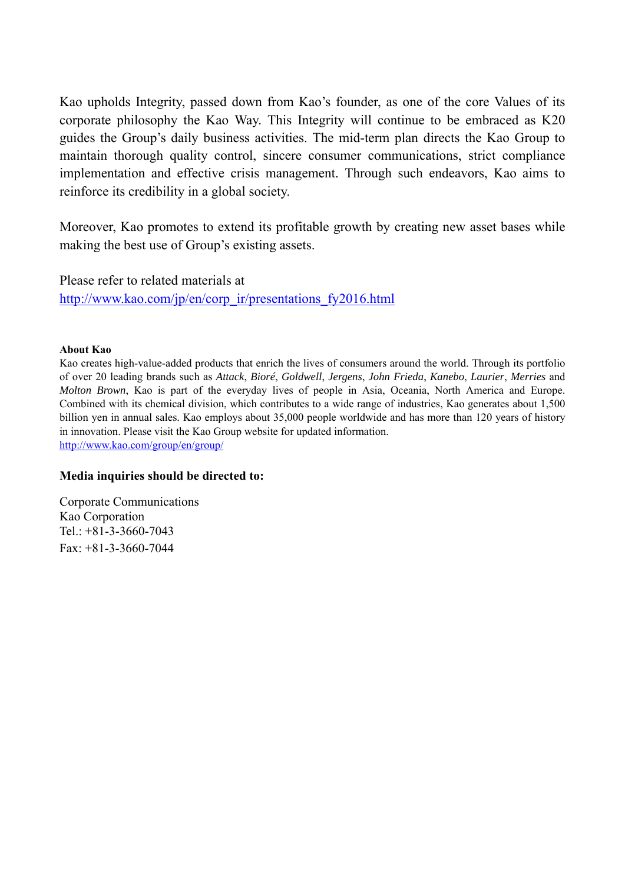Kao upholds Integrity, passed down from Kao's founder, as one of the core Values of its corporate philosophy the Kao Way. This Integrity will continue to be embraced as K20 guides the Group's daily business activities. The mid-term plan directs the Kao Group to maintain thorough quality control, sincere consumer communications, strict compliance implementation and effective crisis management. Through such endeavors, Kao aims to reinforce its credibility in a global society.

Moreover, Kao promotes to extend its profitable growth by creating new asset bases while making the best use of Group's existing assets.

Please refer to related materials at
http://www.kao.com/jp/en/corp_ir/presentations_fy2016.html

**About Kao**

Kao creates high-value-added products that enrich the lives of consumers around the world. Through its portfolio of over 20 leading brands such as *Attack*, *Bioré*, *Goldwell*, *Jergens*, *John Frieda*, *Kanebo*, *Laurier*, *Merries* and *Molton Brown*, Kao is part of the everyday lives of people in Asia, Oceania, North America and Europe. Combined with its chemical division, which contributes to a wide range of industries, Kao generates about 1,500 billion yen in annual sales. Kao employs about 35,000 people worldwide and has more than 120 years of history in innovation. Please visit the Kao Group website for updated information.
http://www.kao.com/group/en/group/

**Media inquiries should be directed to:**

Corporate Communications
Kao Corporation
Tel.: +81-3-3660-7043
Fax: +81-3-3660-7044